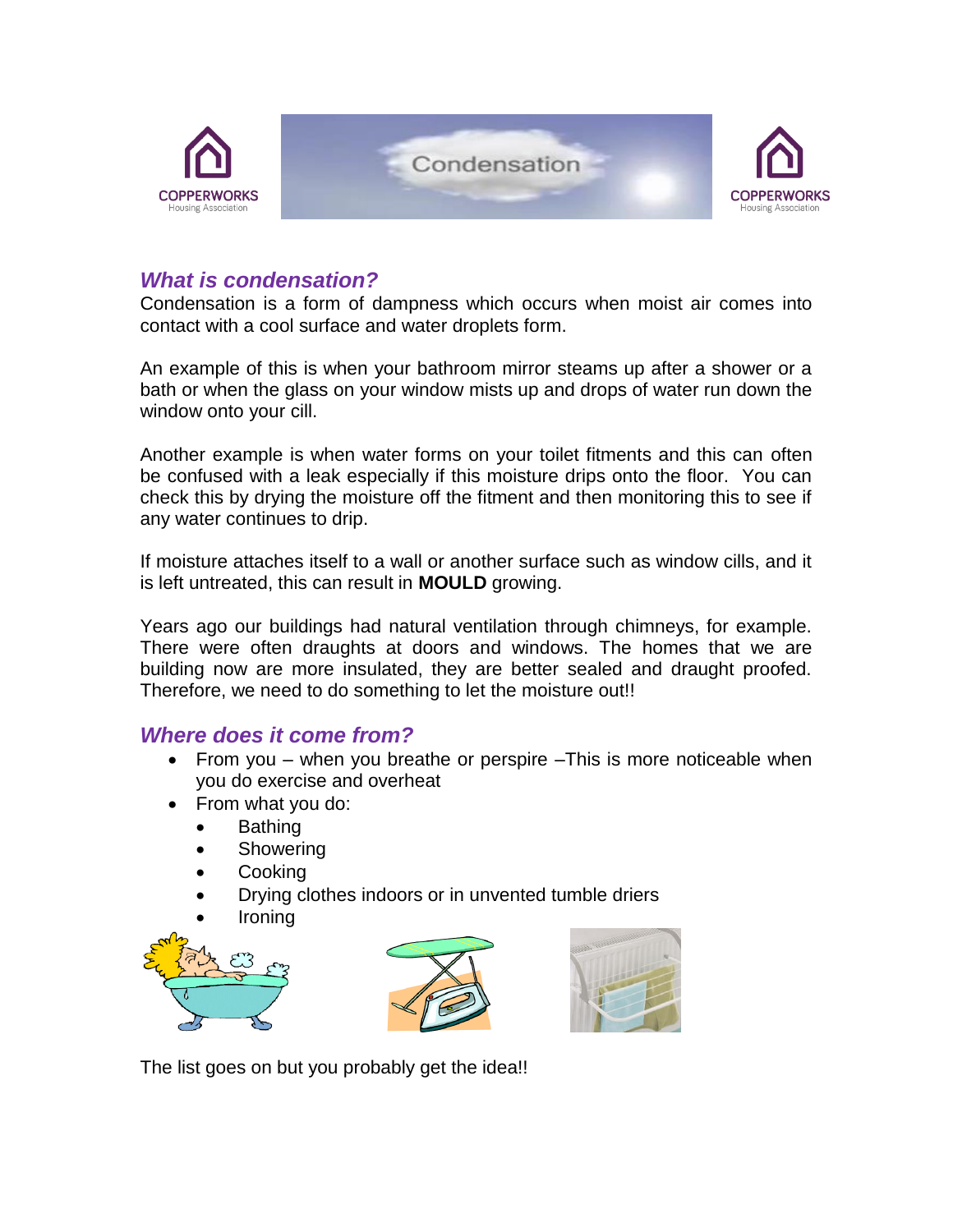# Condensation

## *What is condensation?*

Condensation is a form of dampness which occurs when moist air comes into contact with a cool surface and water droplets form.

An example of this is when your bathroom mirror steams up after a shower or a bath or when the glass on your window mists up and drops of water run down the window onto your cill.

Another example is when water forms on your toilet fitments and this can often be confused with a leak especially if this moisture drips onto the floor. You can check this by drying the moisture off the fitment and then monitoring this to see if any water continues to drip.

If moisture attaches itself to a wall or another surface such as window cills, and it is left untreated, this can result in **MOULD** growing.

Years ago our buildings had natural ventilation through chimneys, for example. There were often draughts at doors and windows. The homes that we are building now are more insulated, they are better sealed and draught proofed. Therefore, we need to do something to let the moisture out!!

## *Where does it come from?*

- From you – when you breathe or perspire –This is more noticeable when you do exercise and overheat
- From what you do:
  - Bathing
  - Showering
  - Cooking
  - Drying clothes indoors or in unvented tumble driers
  - Ironing

The list goes on but you probably get the idea!!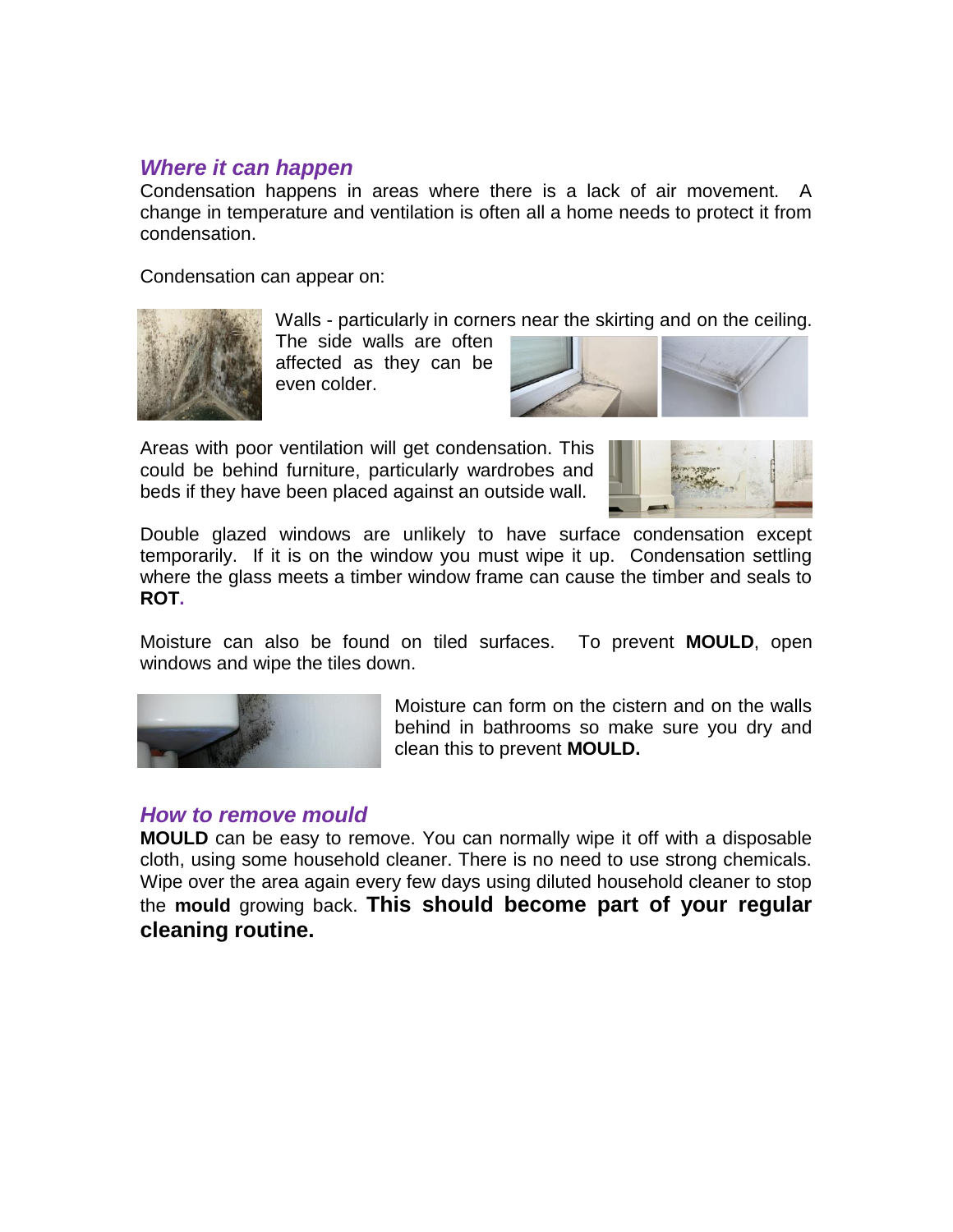## *Where it can happen*

Condensation happens in areas where there is a lack of air movement. A change in temperature and ventilation is often all a home needs to protect it from condensation.

Condensation can appear on:

Walls - particularly in corners near the skirting and on the ceiling. The side walls are often affected as they can be even colder.

Areas with poor ventilation will get condensation. This could be behind furniture, particularly wardrobes and beds if they have been placed against an outside wall.

Double glazed windows are unlikely to have surface condensation except temporarily. If it is on the window you must wipe it up. Condensation settling where the glass meets a timber window frame can cause the timber and seals to **ROT.**

Moisture can also be found on tiled surfaces. To prevent **MOULD**, open windows and wipe the tiles down.

Moisture can form on the cistern and on the walls behind in bathrooms so make sure you dry and clean this to prevent **MOULD.**

## *How to remove mould*

**MOULD** can be easy to remove. You can normally wipe it off with a disposable cloth, using some household cleaner. There is no need to use strong chemicals. Wipe over the area again every few days using diluted household cleaner to stop the **mould** growing back. **This should become part of your regular cleaning routine.**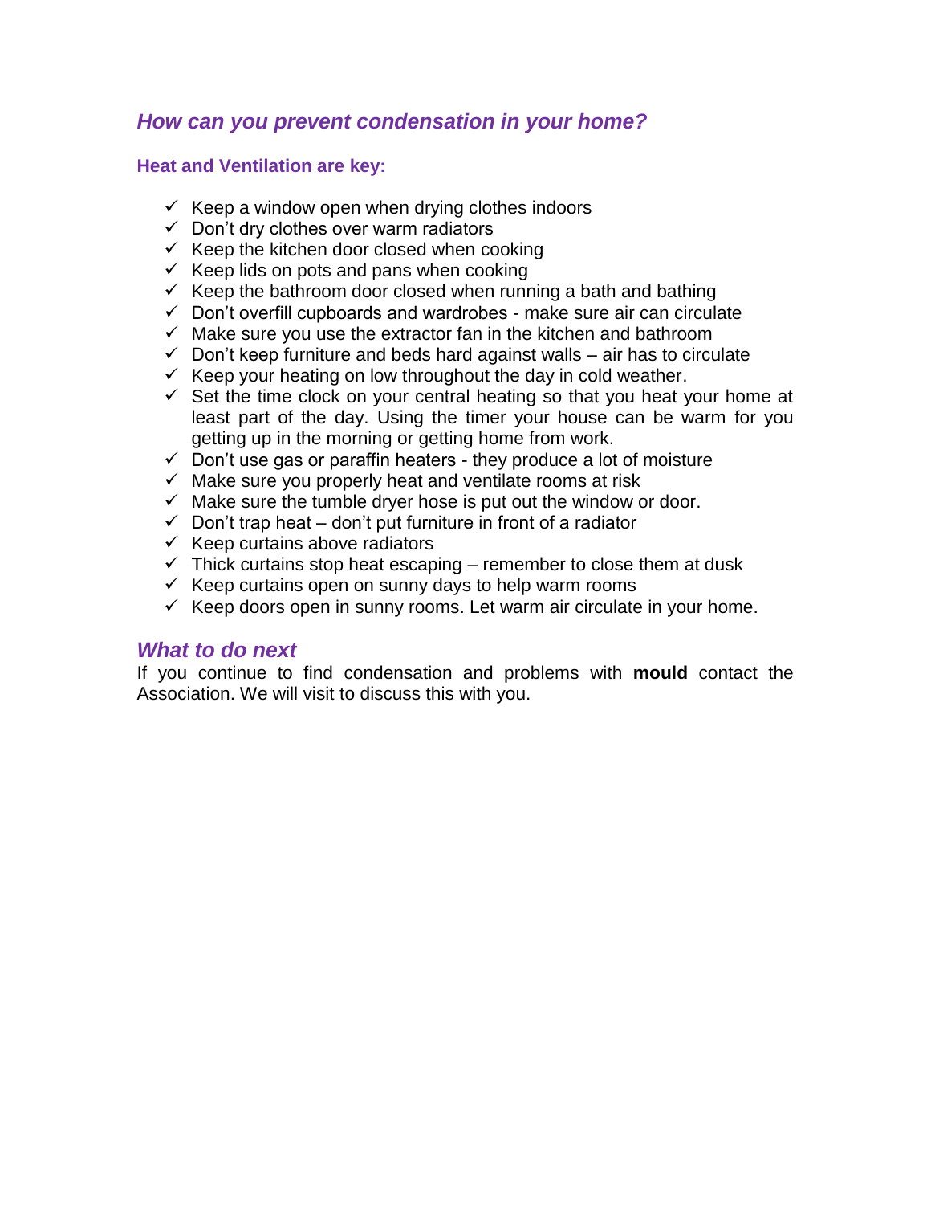## *How can you prevent condensation in your home?*

### Heat and Ventilation are key:

- ✓ Keep a window open when drying clothes indoors
- ✓ Don't dry clothes over warm radiators
- ✓ Keep the kitchen door closed when cooking
- ✓ Keep lids on pots and pans when cooking
- ✓ Keep the bathroom door closed when running a bath and bathing
- ✓ Don't overfill cupboards and wardrobes - make sure air can circulate
- ✓ Make sure you use the extractor fan in the kitchen and bathroom
- ✓ Don't keep furniture and beds hard against walls – air has to circulate
- ✓ Keep your heating on low throughout the day in cold weather.
- ✓ Set the time clock on your central heating so that you heat your home at least part of the day. Using the timer your house can be warm for you getting up in the morning or getting home from work.
- ✓ Don't use gas or paraffin heaters - they produce a lot of moisture
- ✓ Make sure you properly heat and ventilate rooms at risk
- ✓ Make sure the tumble dryer hose is put out the window or door.
- ✓ Don't trap heat – don't put furniture in front of a radiator
- ✓ Keep curtains above radiators
- ✓ Thick curtains stop heat escaping – remember to close them at dusk
- ✓ Keep curtains open on sunny days to help warm rooms
- ✓ Keep doors open in sunny rooms. Let warm air circulate in your home.

## *What to do next*

If you continue to find condensation and problems with **mould** contact the Association. We will visit to discuss this with you.